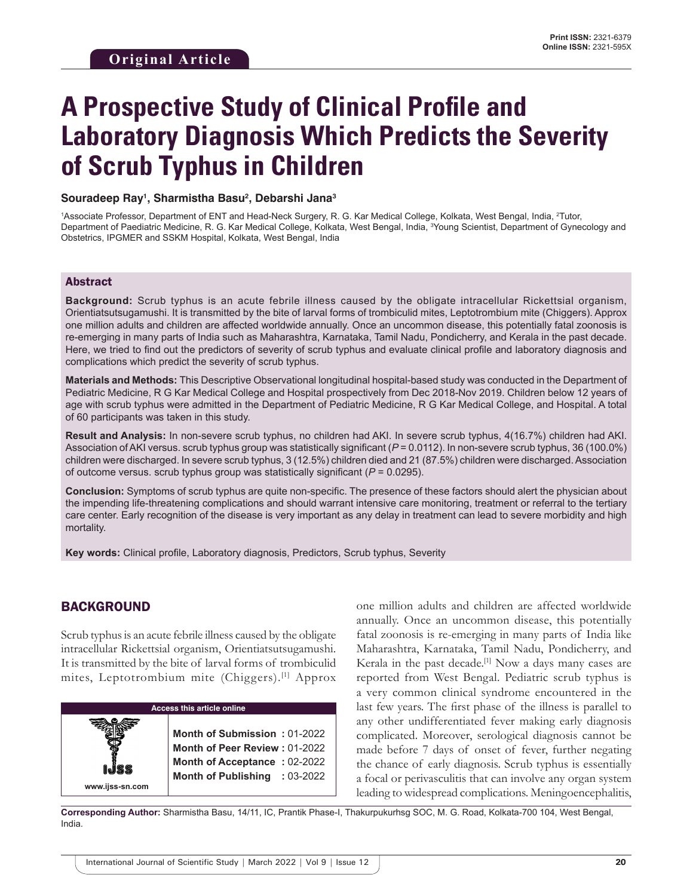**Original Article**

Print ISSN: 2321-6379
Online ISSN: 2321-595X

# A Prospective Study of Clinical Profile and Laboratory Diagnosis Which Predicts the Severity of Scrub Typhus in Children

**Souradeep Ray[1], Sharmistha Basu[2], Debarshi Jana[3]**

[1]Associate Professor, Department of ENT and Head-Neck Surgery, R. G. Kar Medical College, Kolkata, West Bengal, India, [2]Tutor, Department of Paediatric Medicine, R. G. Kar Medical College, Kolkata, West Bengal, India, [3]Young Scientist, Department of Gynecology and Obstetrics, IPGMER and SSKM Hospital, Kolkata, West Bengal, India

## Abstract

**Background:** Scrub typhus is an acute febrile illness caused by the obligate intracellular Rickettsial organism, Orientiatsutsugamushi. It is transmitted by the bite of larval forms of trombiculid mites, Leptotrombium mite (Chiggers). Approx one million adults and children are affected worldwide annually. Once an uncommon disease, this potentially fatal zoonosis is re-emerging in many parts of India such as Maharashtra, Karnataka, Tamil Nadu, Pondicherry, and Kerala in the past decade. Here, we tried to find out the predictors of severity of scrub typhus and evaluate clinical profile and laboratory diagnosis and complications which predict the severity of scrub typhus.

**Materials and Methods:** This Descriptive Observational longitudinal hospital-based study was conducted in the Department of Pediatric Medicine, R G Kar Medical College and Hospital prospectively from Dec 2018-Nov 2019. Children below 12 years of age with scrub typhus were admitted in the Department of Pediatric Medicine, R G Kar Medical College, and Hospital. A total of 60 participants was taken in this study.

**Result and Analysis:** In non-severe scrub typhus, no children had AKI. In severe scrub typhus, 4(16.7%) children had AKI. Association of AKI versus. scrub typhus group was statistically significant ($P$ = 0.0112). In non-severe scrub typhus, 36 (100.0%) children were discharged. In severe scrub typhus, 3 (12.5%) children died and 21 (87.5%) children were discharged. Association of outcome versus. scrub typhus group was statistically significant ($P$ = 0.0295).

**Conclusion:** Symptoms of scrub typhus are quite non-specific. The presence of these factors should alert the physician about the impending life-threatening complications and should warrant intensive care monitoring, treatment or referral to the tertiary care center. Early recognition of the disease is very important as any delay in treatment can lead to severe morbidity and high mortality.

**Key words:** Clinical profile, Laboratory diagnosis, Predictors, Scrub typhus, Severity

## BACKGROUND

Scrub typhus is an acute febrile illness caused by the obligate intracellular Rickettsial organism, Orientiatsutsugamushi. It is transmitted by the bite of larval forms of trombiculid mites, Leptotrombium mite (Chiggers).[1] Approx one million adults and children are affected worldwide annually. Once an uncommon disease, this potentially fatal zoonosis is re-emerging in many parts of India like Maharashtra, Karnataka, Tamil Nadu, Pondicherry, and Kerala in the past decade.[1] Now a days many cases are reported from West Bengal. Pediatric scrub typhus is a very common clinical syndrome encountered in the last few years. The first phase of the illness is parallel to any other undifferentiated fever making early diagnosis complicated. Moreover, serological diagnosis cannot be made before 7 days of onset of fever, further negating the chance of early diagnosis. Scrub typhus is essentially a focal or perivasculitis that can involve any organ system leading to widespread complications. Meningoencephalitis,

| Access this article online | |
|---|---|
| www.ijss-sn.com | **Month of Submission :** 01-2022 |
| | **Month of Peer Review :** 01-2022 |
| | **Month of Acceptance :** 02-2022 |
| | **Month of Publishing :** 03-2022 |

**Corresponding Author:** Sharmistha Basu, 14/11, IC, Prantik Phase-I, Thakurpukurhsg SOC, M. G. Road, Kolkata-700 104, West Bengal, India.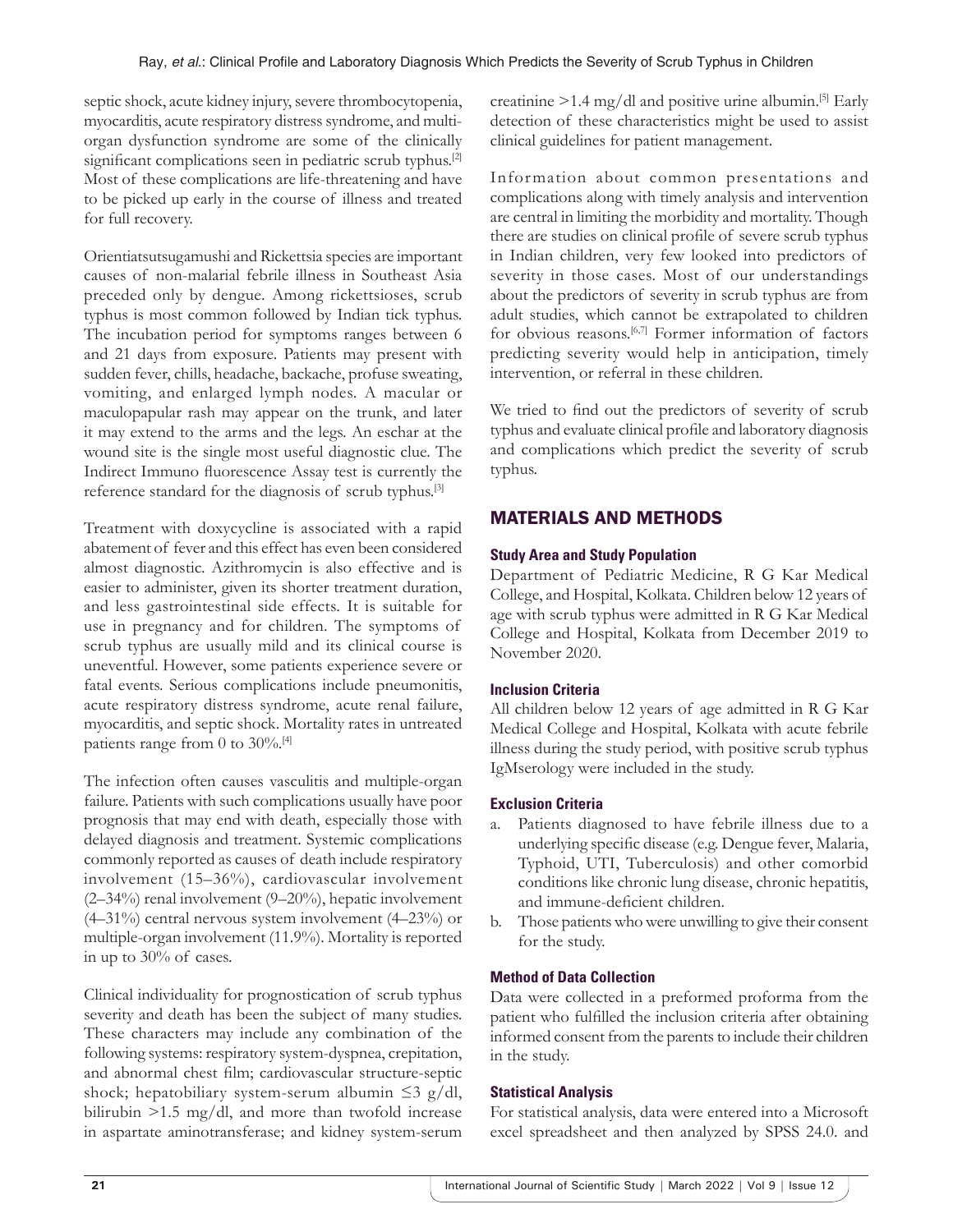septic shock, acute kidney injury, severe thrombocytopenia, myocarditis, acute respiratory distress syndrome, and multi-organ dysfunction syndrome are some of the clinically significant complications seen in pediatric scrub typhus.[2] Most of these complications are life-threatening and have to be picked up early in the course of illness and treated for full recovery.

Orientiatsutsugamushi and Rickettsia species are important causes of non-malarial febrile illness in Southeast Asia preceded only by dengue. Among rickettsioses, scrub typhus is most common followed by Indian tick typhus. The incubation period for symptoms ranges between 6 and 21 days from exposure. Patients may present with sudden fever, chills, headache, backache, profuse sweating, vomiting, and enlarged lymph nodes. A macular or maculopapular rash may appear on the trunk, and later it may extend to the arms and the legs. An eschar at the wound site is the single most useful diagnostic clue. The Indirect Immuno fluorescence Assay test is currently the reference standard for the diagnosis of scrub typhus.[3]

Treatment with doxycycline is associated with a rapid abatement of fever and this effect has even been considered almost diagnostic. Azithromycin is also effective and is easier to administer, given its shorter treatment duration, and less gastrointestinal side effects. It is suitable for use in pregnancy and for children. The symptoms of scrub typhus are usually mild and its clinical course is uneventful. However, some patients experience severe or fatal events. Serious complications include pneumonitis, acute respiratory distress syndrome, acute renal failure, myocarditis, and septic shock. Mortality rates in untreated patients range from 0 to 30%.[4]

The infection often causes vasculitis and multiple-organ failure. Patients with such complications usually have poor prognosis that may end with death, especially those with delayed diagnosis and treatment. Systemic complications commonly reported as causes of death include respiratory involvement (15–36%), cardiovascular involvement (2–34%) renal involvement (9–20%), hepatic involvement (4–31%) central nervous system involvement (4–23%) or multiple-organ involvement (11.9%). Mortality is reported in up to 30% of cases.

Clinical individuality for prognostication of scrub typhus severity and death has been the subject of many studies. These characters may include any combination of the following systems: respiratory system-dyspnea, crepitation, and abnormal chest film; cardiovascular structure-septic shock; hepatobiliary system-serum albumin ≤3 g/dl, bilirubin >1.5 mg/dl, and more than twofold increase in aspartate aminotransferase; and kidney system-serum creatinine >1.4 mg/dl and positive urine albumin.[5] Early detection of these characteristics might be used to assist clinical guidelines for patient management.

Information about common presentations and complications along with timely analysis and intervention are central in limiting the morbidity and mortality. Though there are studies on clinical profile of severe scrub typhus in Indian children, very few looked into predictors of severity in those cases. Most of our understandings about the predictors of severity in scrub typhus are from adult studies, which cannot be extrapolated to children for obvious reasons.[6,7] Former information of factors predicting severity would help in anticipation, timely intervention, or referral in these children.

We tried to find out the predictors of severity of scrub typhus and evaluate clinical profile and laboratory diagnosis and complications which predict the severity of scrub typhus.

## MATERIALS AND METHODS

### Study Area and Study Population

Department of Pediatric Medicine, R G Kar Medical College, and Hospital, Kolkata. Children below 12 years of age with scrub typhus were admitted in R G Kar Medical College and Hospital, Kolkata from December 2019 to November 2020.

### Inclusion Criteria

All children below 12 years of age admitted in R G Kar Medical College and Hospital, Kolkata with acute febrile illness during the study period, with positive scrub typhus IgMserology were included in the study.

### Exclusion Criteria

a. Patients diagnosed to have febrile illness due to a underlying specific disease (e.g. Dengue fever, Malaria, Typhoid, UTI, Tuberculosis) and other comorbid conditions like chronic lung disease, chronic hepatitis, and immune-deficient children.
b. Those patients who were unwilling to give their consent for the study.

### Method of Data Collection

Data were collected in a preformed proforma from the patient who fulfilled the inclusion criteria after obtaining informed consent from the parents to include their children in the study.

### Statistical Analysis

For statistical analysis, data were entered into a Microsoft excel spreadsheet and then analyzed by SPSS 24.0. and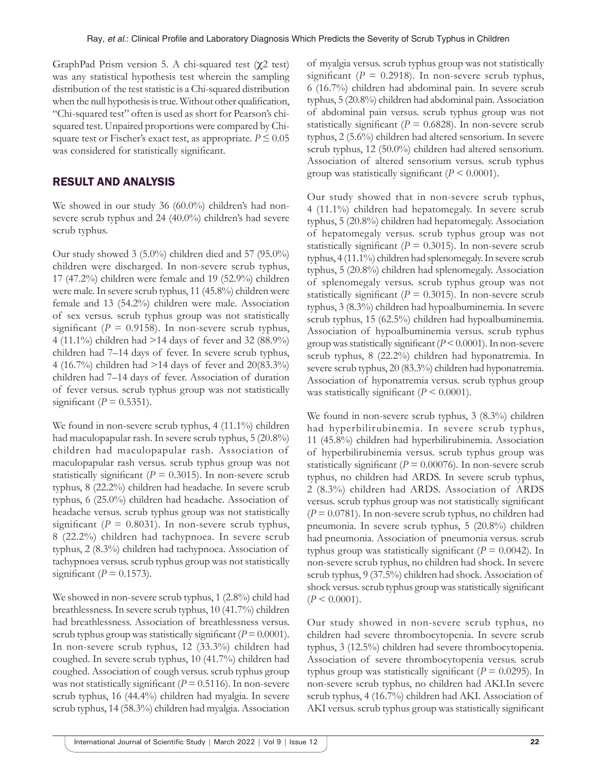GraphPad Prism version 5. A chi-squared test ($\chi 2$ test) was any statistical hypothesis test wherein the sampling distribution of the test statistic is a Chi-squared distribution when the null hypothesis is true. Without other qualification, "Chi-squared test" often is used as short for Pearson's chi-squared test. Unpaired proportions were compared by Chi-square test or Fischer's exact test, as appropriate. $P \leq 0.05$ was considered for statistically significant.

## RESULT AND ANALYSIS

We showed in our study 36 (60.0%) children's had non-severe scrub typhus and 24 (40.0%) children's had severe scrub typhus.

Our study showed 3 (5.0%) children died and 57 (95.0%) children were discharged. In non-severe scrub typhus, 17 (47.2%) children were female and 19 (52.9%) children were male. In severe scrub typhus, 11 (45.8%) children were female and 13 (54.2%) children were male. Association of sex versus. scrub typhus group was not statistically significant ($P = 0.9158$). In non-severe scrub typhus, 4 (11.1%) children had >14 days of fever and 32 (88.9%) children had 7–14 days of fever. In severe scrub typhus, 4 (16.7%) children had >14 days of fever and 20(83.3%) children had 7–14 days of fever. Association of duration of fever versus. scrub typhus group was not statistically significant ($P = 0.5351$).

We found in non-severe scrub typhus, 4 (11.1%) children had maculopapular rash. In severe scrub typhus, 5 (20.8%) children had maculopapular rash. Association of maculopapular rash versus. scrub typhus group was not statistically significant ($P = 0.3015$). In non-severe scrub typhus, 8 (22.2%) children had headache. In severe scrub typhus, 6 (25.0%) children had headache. Association of headache versus. scrub typhus group was not statistically significant ($P = 0.8031$). In non-severe scrub typhus, 8 (22.2%) children had tachypnoea. In severe scrub typhus, 2 (8.3%) children had tachypnoea. Association of tachypnoea versus. scrub typhus group was not statistically significant ($P = 0.1573$).

We showed in non-severe scrub typhus, 1 (2.8%) child had breathlessness. In severe scrub typhus, 10 (41.7%) children had breathlessness. Association of breathlessness versus. scrub typhus group was statistically significant ($P = 0.0001$). In non-severe scrub typhus, 12 (33.3%) children had coughed. In severe scrub typhus, 10 (41.7%) children had coughed. Association of cough versus. scrub typhus group was not statistically significant ($P = 0.5116$). In non-severe scrub typhus, 16 (44.4%) children had myalgia. In severe scrub typhus, 14 (58.3%) children had myalgia. Association of myalgia versus. scrub typhus group was not statistically significant ($P = 0.2918$). In non-severe scrub typhus, 6 (16.7%) children had abdominal pain. In severe scrub typhus, 5 (20.8%) children had abdominal pain. Association of abdominal pain versus. scrub typhus group was not statistically significant ($P = 0.6828$). In non-severe scrub typhus, 2 (5.6%) children had altered sensorium. In severe scrub typhus, 12 (50.0%) children had altered sensorium. Association of altered sensorium versus. scrub typhus group was statistically significant ($P < 0.0001$).

Our study showed that in non-severe scrub typhus, 4 (11.1%) children had hepatomegaly. In severe scrub typhus, 5 (20.8%) children had hepatomegaly. Association of hepatomegaly versus. scrub typhus group was not statistically significant ($P = 0.3015$). In non-severe scrub typhus, 4 (11.1%) children had splenomegaly. In severe scrub typhus, 5 (20.8%) children had splenomegaly. Association of splenomegaly versus. scrub typhus group was not statistically significant ($P = 0.3015$). In non-severe scrub typhus, 3 (8.3%) children had hypoalbuminemia. In severe scrub typhus, 15 (62.5%) children had hypoalbuminemia. Association of hypoalbuminemia versus. scrub typhus group was statistically significant ($P < 0.0001$). In non-severe scrub typhus, 8 (22.2%) children had hyponatremia. In severe scrub typhus, 20 (83.3%) children had hyponatremia. Association of hyponatremia versus. scrub typhus group was statistically significant ($P < 0.0001$).

We found in non-severe scrub typhus, 3 (8.3%) children had hyperbilirubinemia. In severe scrub typhus, 11 (45.8%) children had hyperbilirubinemia. Association of hyperbilirubinemia versus. scrub typhus group was statistically significant ($P = 0.00076$). In non-severe scrub typhus, no children had ARDS. In severe scrub typhus, 2 (8.3%) children had ARDS. Association of ARDS versus. scrub typhus group was not statistically significant ($P = 0.0781$). In non-severe scrub typhus, no children had pneumonia. In severe scrub typhus, 5 (20.8%) children had pneumonia. Association of pneumonia versus. scrub typhus group was statistically significant ($P = 0.0042$). In non-severe scrub typhus, no children had shock. In severe scrub typhus, 9 (37.5%) children had shock. Association of shock versus. scrub typhus group was statistically significant ($P < 0.0001$).

Our study showed in non-severe scrub typhus, no children had severe thrombocytopenia. In severe scrub typhus, 3 (12.5%) children had severe thrombocytopenia. Association of severe thrombocytopenia versus. scrub typhus group was statistically significant ($P = 0.0295$). In non-severe scrub typhus, no children had AKI.In severe scrub typhus, 4 (16.7%) children had AKI. Association of AKI versus. scrub typhus group was statistically significant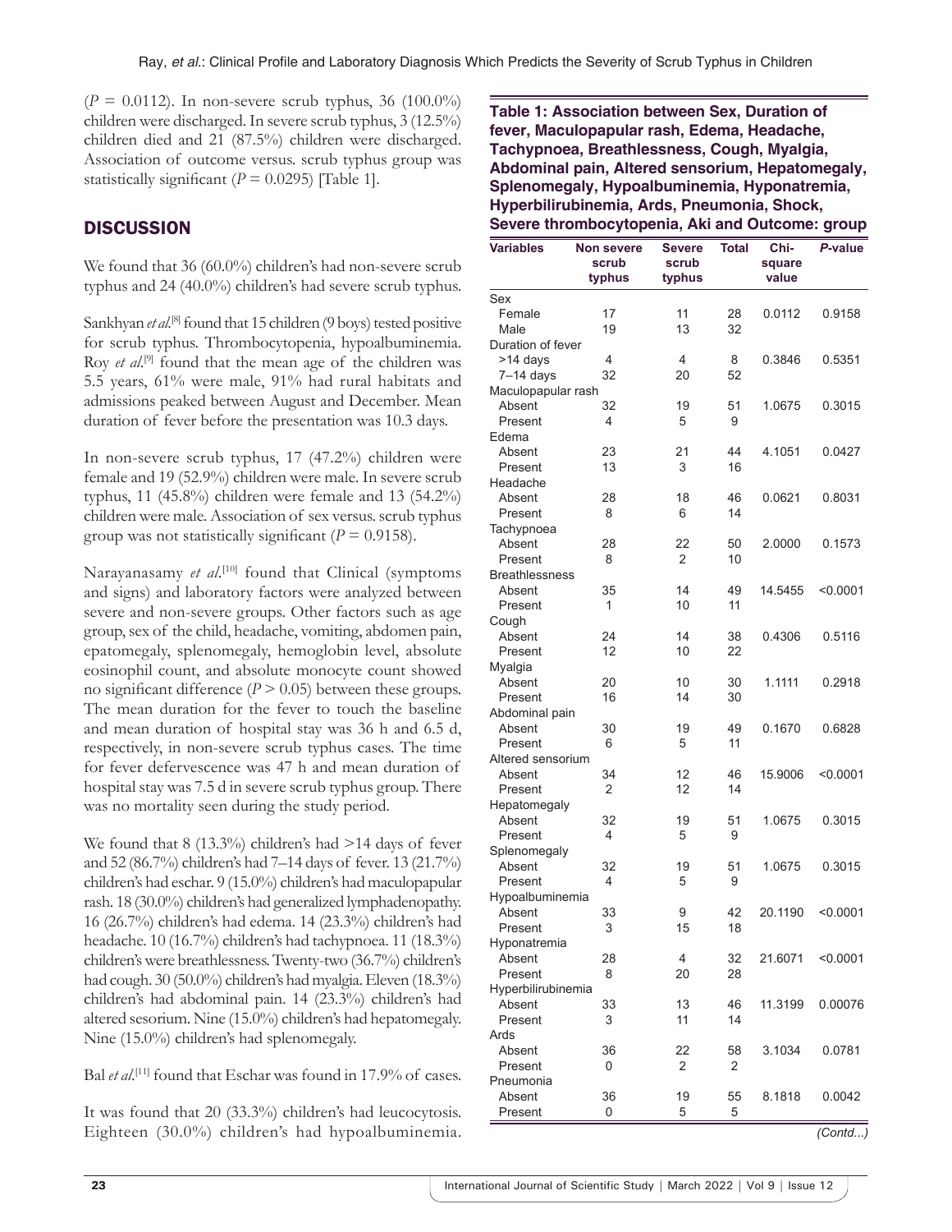(*P* = 0.0112). In non-severe scrub typhus, 36 (100.0%) children were discharged. In severe scrub typhus, 3 (12.5%) children died and 21 (87.5%) children were discharged. Association of outcome versus. scrub typhus group was statistically significant (*P* = 0.0295) [Table 1].

## DISCUSSION

We found that 36 (60.0%) children's had non-severe scrub typhus and 24 (40.0%) children's had severe scrub typhus.

Sankhyan *et al*.[8] found that 15 children (9 boys) tested positive for scrub typhus. Thrombocytopenia, hypoalbuminemia. Roy *et al*.[9] found that the mean age of the children was 5.5 years, 61% were male, 91% had rural habitats and admissions peaked between August and December. Mean duration of fever before the presentation was 10.3 days.

In non-severe scrub typhus, 17 (47.2%) children were female and 19 (52.9%) children were male. In severe scrub typhus, 11 (45.8%) children were female and 13 (54.2%) children were male. Association of sex versus. scrub typhus group was not statistically significant (*P* = 0.9158).

Narayanasamy *et al*.[10] found that Clinical (symptoms and signs) and laboratory factors were analyzed between severe and non-severe groups. Other factors such as age group, sex of the child, headache, vomiting, abdomen pain, epatomegaly, splenomegaly, hemoglobin level, absolute eosinophil count, and absolute monocyte count showed no significant difference (*P* > 0.05) between these groups. The mean duration for the fever to touch the baseline and mean duration of hospital stay was 36 h and 6.5 d, respectively, in non-severe scrub typhus cases. The time for fever defervescence was 47 h and mean duration of hospital stay was 7.5 d in severe scrub typhus group. There was no mortality seen during the study period.

We found that 8 (13.3%) children's had >14 days of fever and 52 (86.7%) children's had 7–14 days of fever. 13 (21.7%) children's had eschar. 9 (15.0%) children's had maculopapular rash. 18 (30.0%) children's had generalized lymphadenopathy. 16 (26.7%) children's had edema. 14 (23.3%) children's had headache. 10 (16.7%) children's had tachypnoea. 11 (18.3%) children's were breathlessness. Twenty-two (36.7%) children's had cough. 30 (50.0%) children's had myalgia. Eleven (18.3%) children's had abdominal pain. 14 (23.3%) children's had altered sesorium. Nine (15.0%) children's had hepatomegaly. Nine (15.0%) children's had splenomegaly.

Bal *et al*.[11] found that Eschar was found in 17.9% of cases.

It was found that 20 (33.3%) children's had leucocytosis. Eighteen (30.0%) children's had hypoalbuminemia.

**Table 1: Association between Sex, Duration of fever, Maculopapular rash, Edema, Headache, Tachypnoea, Breathlessness, Cough, Myalgia, Abdominal pain, Altered sensorium, Hepatomegaly, Splenomegaly, Hypoalbuminemia, Hyponatremia, Hyperbilirubinemia, Ards, Pneumonia, Shock, Severe thrombocytopenia, Aki and Outcome: group**

| Variables | Non severe scrub typhus | Severe scrub typhus | Total | Chi-square value | *P*-value |
|---|---|---|---|---|---|
| Sex | | | | | |
| Female | 17 | 11 | 28 | 0.0112 | 0.9158 |
| Male | 19 | 13 | 32 | | |
| Duration of fever | | | | | |
| >14 days | 4 | 4 | 8 | 0.3846 | 0.5351 |
| 7–14 days | 32 | 20 | 52 | | |
| Maculopapular rash | | | | | |
| Absent | 32 | 19 | 51 | 1.0675 | 0.3015 |
| Present | 4 | 5 | 9 | | |
| Edema | | | | | |
| Absent | 23 | 21 | 44 | 4.1051 | 0.0427 |
| Present | 13 | 3 | 16 | | |
| Headache | | | | | |
| Absent | 28 | 18 | 46 | 0.0621 | 0.8031 |
| Present | 8 | 6 | 14 | | |
| Tachypnoea | | | | | |
| Absent | 28 | 22 | 50 | 2.0000 | 0.1573 |
| Present | 8 | 2 | 10 | | |
| Breathlessness | | | | | |
| Absent | 35 | 14 | 49 | 14.5455 | <0.0001 |
| Present | 1 | 10 | 11 | | |
| Cough | | | | | |
| Absent | 24 | 14 | 38 | 0.4306 | 0.5116 |
| Present | 12 | 10 | 22 | | |
| Myalgia | | | | | |
| Absent | 20 | 10 | 30 | 1.1111 | 0.2918 |
| Present | 16 | 14 | 30 | | |
| Abdominal pain | | | | | |
| Absent | 30 | 19 | 49 | 0.1670 | 0.6828 |
| Present | 6 | 5 | 11 | | |
| Altered sensorium | | | | | |
| Absent | 34 | 12 | 46 | 15.9006 | <0.0001 |
| Present | 2 | 12 | 14 | | |
| Hepatomegaly | | | | | |
| Absent | 32 | 19 | 51 | 1.0675 | 0.3015 |
| Present | 4 | 5 | 9 | | |
| Splenomegaly | | | | | |
| Absent | 32 | 19 | 51 | 1.0675 | 0.3015 |
| Present | 4 | 5 | 9 | | |
| Hypoalbuminemia | | | | | |
| Absent | 33 | 9 | 42 | 20.1190 | <0.0001 |
| Present | 3 | 15 | 18 | | |
| Hyponatremia | | | | | |
| Absent | 28 | 4 | 32 | 21.6071 | <0.0001 |
| Present | 8 | 20 | 28 | | |
| Hyperbilirubinemia | | | | | |
| Absent | 33 | 13 | 46 | 11.3199 | 0.00076 |
| Present | 3 | 11 | 14 | | |
| Ards | | | | | |
| Absent | 36 | 22 | 58 | 3.1034 | 0.0781 |
| Present | 0 | 2 | 2 | | |
| Pneumonia | | | | | |
| Absent | 36 | 19 | 55 | 8.1818 | 0.0042 |
| Present | 0 | 5 | 5 | | |

*(Contd...)*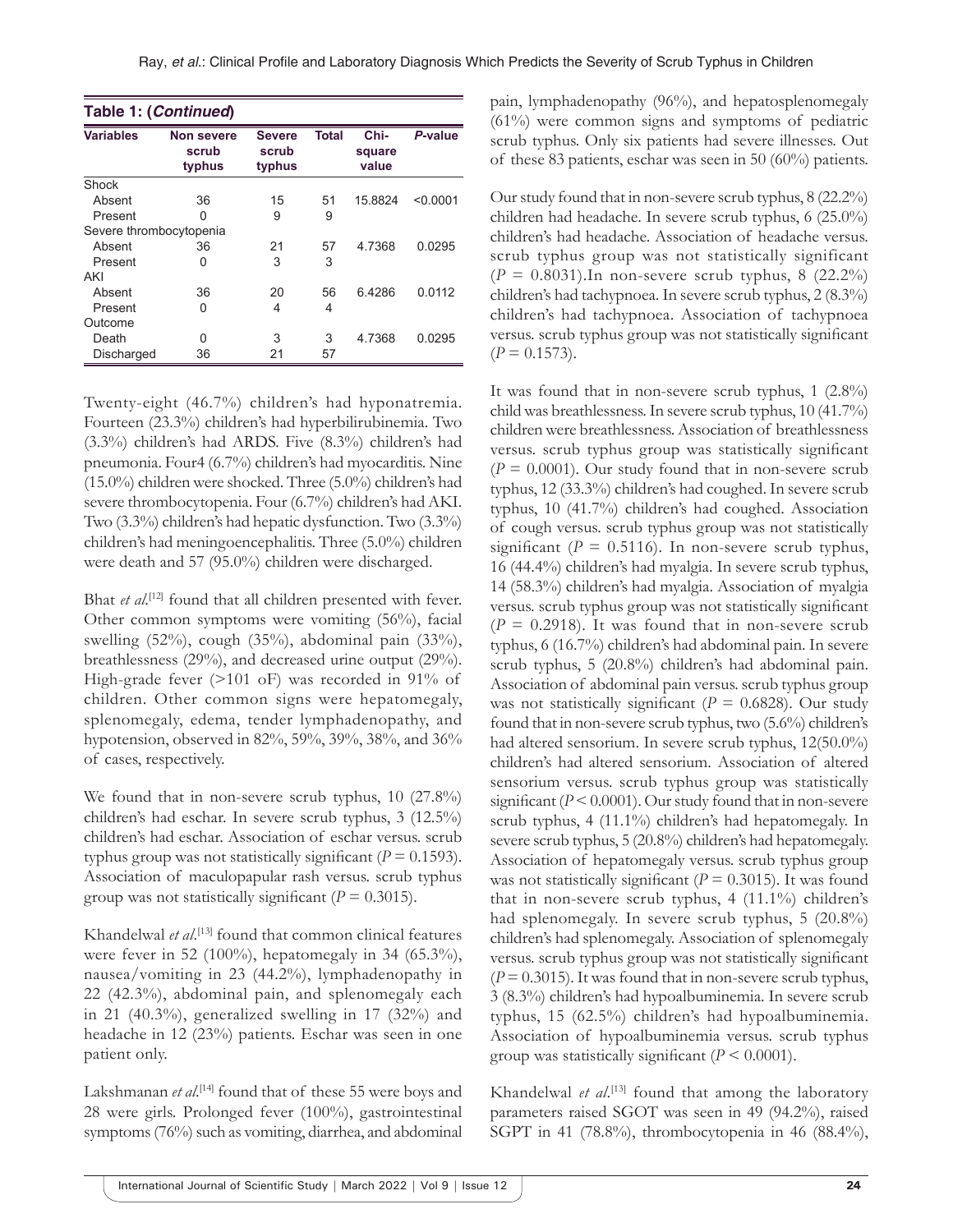**Table 1: (*Continued*)**

| Variables | Non severe scrub typhus | Severe scrub typhus | Total | Chi-square value | *P*-value |
|---|---|---|---|---|---|
| Shock | | | | | |
| Absent | 36 | 15 | 51 | 15.8824 | <0.0001 |
| Present | 0 | 9 | 9 | | |
| Severe thrombocytopenia | | | | | |
| Absent | 36 | 21 | 57 | 4.7368 | 0.0295 |
| Present | 0 | 3 | 3 | | |
| AKI | | | | | |
| Absent | 36 | 20 | 56 | 6.4286 | 0.0112 |
| Present | 0 | 4 | 4 | | |
| Outcome | | | | | |
| Death | 0 | 3 | 3 | 4.7368 | 0.0295 |
| Discharged | 36 | 21 | 57 | | |

Twenty-eight (46.7%) children's had hyponatremia. Fourteen (23.3%) children's had hyperbilirubinemia. Two (3.3%) children's had ARDS. Five (8.3%) children's had pneumonia. Four4 (6.7%) children's had myocarditis. Nine (15.0%) children were shocked. Three (5.0%) children's had severe thrombocytopenia. Four (6.7%) children's had AKI. Two (3.3%) children's had hepatic dysfunction. Two (3.3%) children's had meningoencephalitis. Three (5.0%) children were death and 57 (95.0%) children were discharged.

Bhat *et al*.[12] found that all children presented with fever. Other common symptoms were vomiting (56%), facial swelling (52%), cough (35%), abdominal pain (33%), breathlessness (29%), and decreased urine output (29%). High-grade fever (>101 oF) was recorded in 91% of children. Other common signs were hepatomegaly, splenomegaly, edema, tender lymphadenopathy, and hypotension, observed in 82%, 59%, 39%, 38%, and 36% of cases, respectively.

We found that in non-severe scrub typhus, 10 (27.8%) children's had eschar. In severe scrub typhus, 3 (12.5%) children's had eschar. Association of eschar versus. scrub typhus group was not statistically significant ($P = 0.1593$). Association of maculopapular rash versus. scrub typhus group was not statistically significant ($P = 0.3015$).

Khandelwal *et al*.[13] found that common clinical features were fever in 52 (100%), hepatomegaly in 34 (65.3%), nausea/vomiting in 23 (44.2%), lymphadenopathy in 22 (42.3%), abdominal pain, and splenomegaly each in 21 (40.3%), generalized swelling in 17 (32%) and headache in 12 (23%) patients. Eschar was seen in one patient only.

Lakshmanan *et al*.[14] found that of these 55 were boys and 28 were girls. Prolonged fever (100%), gastrointestinal symptoms (76%) such as vomiting, diarrhea, and abdominal pain, lymphadenopathy (96%), and hepatosplenomegaly (61%) were common signs and symptoms of pediatric scrub typhus. Only six patients had severe illnesses. Out of these 83 patients, eschar was seen in 50 (60%) patients.

Our study found that in non-severe scrub typhus, 8 (22.2%) children had headache. In severe scrub typhus, 6 (25.0%) children's had headache. Association of headache versus. scrub typhus group was not statistically significant ($P = 0.8031$).In non-severe scrub typhus, 8 (22.2%) children's had tachypnoea. In severe scrub typhus, 2 (8.3%) children's had tachypnoea. Association of tachypnoea versus. scrub typhus group was not statistically significant ($P = 0.1573$).

It was found that in non-severe scrub typhus, 1 (2.8%) child was breathlessness. In severe scrub typhus, 10 (41.7%) children were breathlessness. Association of breathlessness versus. scrub typhus group was statistically significant ($P = 0.0001$). Our study found that in non-severe scrub typhus, 12 (33.3%) children's had coughed. In severe scrub typhus, 10 (41.7%) children's had coughed. Association of cough versus. scrub typhus group was not statistically significant ($P = 0.5116$). In non-severe scrub typhus, 16 (44.4%) children's had myalgia. In severe scrub typhus, 14 (58.3%) children's had myalgia. Association of myalgia versus. scrub typhus group was not statistically significant ($P = 0.2918$). It was found that in non-severe scrub typhus, 6 (16.7%) children's had abdominal pain. In severe scrub typhus, 5 (20.8%) children's had abdominal pain. Association of abdominal pain versus. scrub typhus group was not statistically significant ($P = 0.6828$). Our study found that in non-severe scrub typhus, two (5.6%) children's had altered sensorium. In severe scrub typhus, 12(50.0%) children's had altered sensorium. Association of altered sensorium versus. scrub typhus group was statistically significant ($P < 0.0001$). Our study found that in non-severe scrub typhus, 4 (11.1%) children's had hepatomegaly. In severe scrub typhus, 5 (20.8%) children's had hepatomegaly. Association of hepatomegaly versus. scrub typhus group was not statistically significant ($P = 0.3015$). It was found that in non-severe scrub typhus, 4 (11.1%) children's had splenomegaly. In severe scrub typhus, 5 (20.8%) children's had splenomegaly. Association of splenomegaly versus. scrub typhus group was not statistically significant ($P = 0.3015$). It was found that in non-severe scrub typhus, 3 (8.3%) children's had hypoalbuminemia. In severe scrub typhus, 15 (62.5%) children's had hypoalbuminemia. Association of hypoalbuminemia versus. scrub typhus group was statistically significant ($P < 0.0001$).

Khandelwal *et al*.[13] found that among the laboratory parameters raised SGOT was seen in 49 (94.2%), raised SGPT in 41 (78.8%), thrombocytopenia in 46 (88.4%),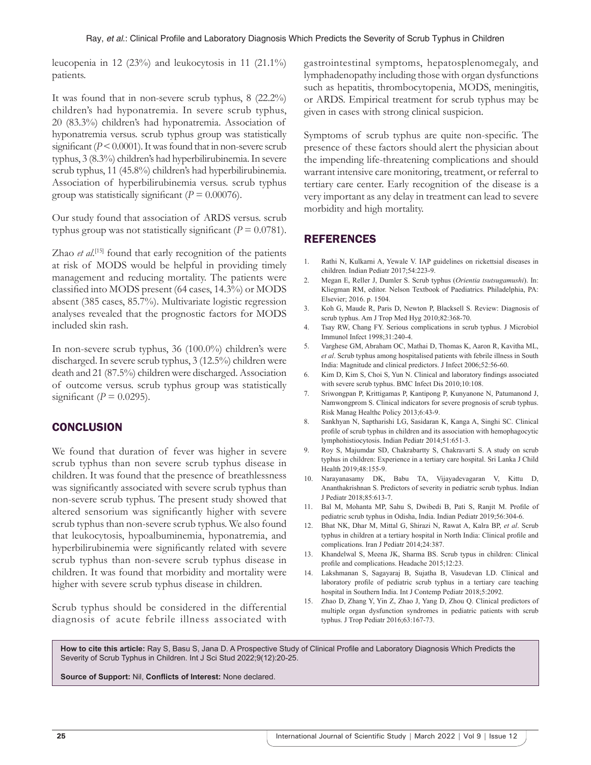leucopenia in 12 (23%) and leukocytosis in 11 (21.1%) patients.

It was found that in non-severe scrub typhus, 8 (22.2%) children's had hyponatremia. In severe scrub typhus, 20 (83.3%) children's had hyponatremia. Association of hyponatremia versus. scrub typhus group was statistically significant ($P < 0.0001$). It was found that in non-severe scrub typhus, 3 (8.3%) children's had hyperbilirubinemia. In severe scrub typhus, 11 (45.8%) children's had hyperbilirubinemia. Association of hyperbilirubinemia versus. scrub typhus group was statistically significant ($P = 0.00076$).

Our study found that association of ARDS versus. scrub typhus group was not statistically significant ($P = 0.0781$).

Zhao *et al.*[15] found that early recognition of the patients at risk of MODS would be helpful in providing timely management and reducing mortality. The patients were classified into MODS present (64 cases, 14.3%) or MODS absent (385 cases, 85.7%). Multivariate logistic regression analyses revealed that the prognostic factors for MODS included skin rash.

In non-severe scrub typhus, 36 (100.0%) children's were discharged. In severe scrub typhus, 3 (12.5%) children were death and 21 (87.5%) children were discharged. Association of outcome versus. scrub typhus group was statistically significant ($P = 0.0295$).

## CONCLUSION

We found that duration of fever was higher in severe scrub typhus than non severe scrub typhus disease in children. It was found that the presence of breathlessness was significantly associated with severe scrub typhus than non-severe scrub typhus. The present study showed that altered sensorium was significantly higher with severe scrub typhus than non-severe scrub typhus. We also found that leukocytosis, hypoalbuminemia, hyponatremia, and hyperbilirubinemia were significantly related with severe scrub typhus than non-severe scrub typhus disease in children. It was found that morbidity and mortality were higher with severe scrub typhus disease in children.

Scrub typhus should be considered in the differential diagnosis of acute febrile illness associated with gastrointestinal symptoms, hepatosplenomegaly, and lymphadenopathy including those with organ dysfunctions such as hepatitis, thrombocytopenia, MODS, meningitis, or ARDS. Empirical treatment for scrub typhus may be given in cases with strong clinical suspicion.

Symptoms of scrub typhus are quite non-specific. The presence of these factors should alert the physician about the impending life-threatening complications and should warrant intensive care monitoring, treatment, or referral to tertiary care center. Early recognition of the disease is a very important as any delay in treatment can lead to severe morbidity and high mortality.

## REFERENCES

1. Rathi N, Kulkarni A, Yewale V. IAP guidelines on rickettsial diseases in children. Indian Pediatr 2017;54:223-9.
2. Megan E, Reller J, Dumler S. Scrub typhus (*Orientia tsutsugamushi*). In: Kliegman RM, editor. Nelson Textbook of Paediatrics. Philadelphia, PA: Elsevier; 2016. p. 1504.
3. Koh G, Maude R, Paris D, Newton P, Blacksell S. Review: Diagnosis of scrub typhus. Am J Trop Med Hyg 2010;82:368-70.
4. Tsay RW, Chang FY. Serious complications in scrub typhus. J Microbiol Immunol Infect 1998;31:240-4.
5. Varghese GM, Abraham OC, Mathai D, Thomas K, Aaron R, Kavitha ML, *et al*. Scrub typhus among hospitalised patients with febrile illness in South India: Magnitude and clinical predictors. J Infect 2006;52:56-60.
6. Kim D, Kim S, Choi S, Yun N. Clinical and laboratory findings associated with severe scrub typhus. BMC Infect Dis 2010;10:108.
7. Sriwongpan P, Krittigamas P, Kantipong P, Kunyanone N, Patumanond J, Namwongprom S. Clinical indicators for severe prognosis of scrub typhus. Risk Manag Healthc Policy 2013;6:43-9.
8. Sankhyan N, Saptharishi LG, Sasidaran K, Kanga A, Singhi SC. Clinical profile of scrub typhus in children and its association with hemophagocytic lymphohistiocytosis. Indian Pediatr 2014;51:651-3.
9. Roy S, Majumdar SD, Chakrabartty S, Chakravarti S. A study on scrub typhus in children: Experience in a tertiary care hospital. Sri Lanka J Child Health 2019;48:155-9.
10. Narayanasamy DK, Babu TA, Vijayadevagaran V, Kittu D, Ananthakrishnan S. Predictors of severity in pediatric scrub typhus. Indian J Pediatr 2018;85:613-7.
11. Bal M, Mohanta MP, Sahu S, Dwibedi B, Pati S, Ranjit M. Profile of pediatric scrub typhus in Odisha, India. Indian Pediatr 2019;56:304-6.
12. Bhat NK, Dhar M, Mittal G, Shirazi N, Rawat A, Kalra BP, *et al*. Scrub typhus in children at a tertiary hospital in North India: Clinical profile and complications. Iran J Pediatr 2014;24:387.
13. Khandelwal S, Meena JK, Sharma BS. Scrub typus in children: Clinical profile and complications. Headache 2015;12:23.
14. Lakshmanan S, Sagayaraj B, Sujatha B, Vasudevan LD. Clinical and laboratory profile of pediatric scrub typhus in a tertiary care teaching hospital in Southern India. Int J Contemp Pediatr 2018;5:2092.
15. Zhao D, Zhang Y, Yin Z, Zhao J, Yang D, Zhou Q. Clinical predictors of multiple organ dysfunction syndromes in pediatric patients with scrub typhus. J Trop Pediatr 2016;63:167-73.

**How to cite this article:** Ray S, Basu S, Jana D. A Prospective Study of Clinical Profile and Laboratory Diagnosis Which Predicts the Severity of Scrub Typhus in Children. Int J Sci Stud 2022;9(12):20-25.

**Source of Support:** Nil, **Conflicts of Interest:** None declared.